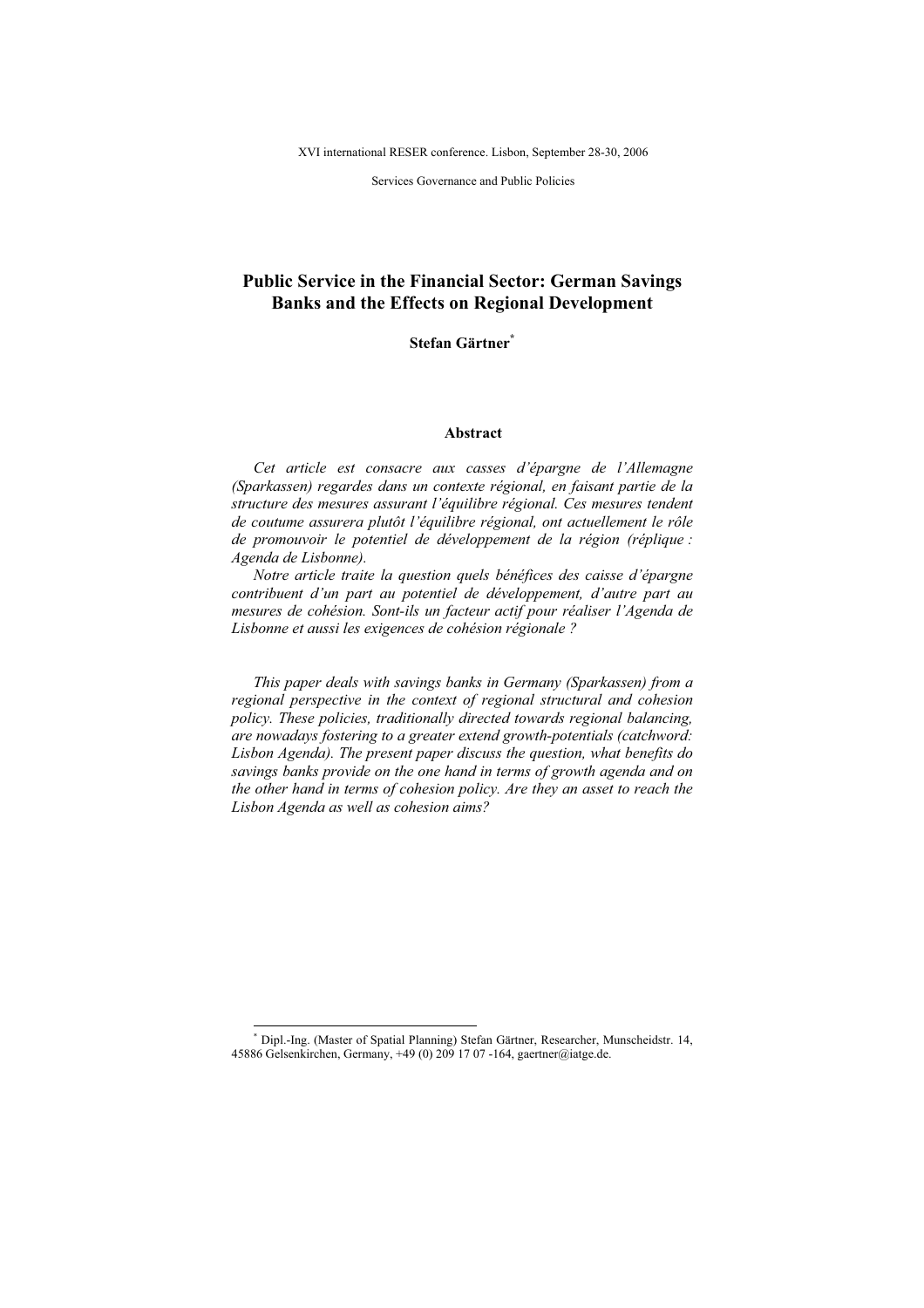XVI international RESER conference. Lisbon, September 28-30, 2006

Services Governance and Public Policies

# Public Service in the Financial Sector: German Savings Banks and the Effects on Regional Development

**Stefan Gärtner***

## Abstract

*Cet article est consacre aux casses d'épargne de l'Allemagne (Sparkassen) regardes dans un contexte régional, en faisant partie de la structure des mesures assurant l'équilibre régional. Ces mesures tendent de coutume assurera plutôt l'équilibre régional, ont actuellement le rôle de promouvoir le potentiel de développement de la région (réplique : Agenda de Lisbonne).*

*Notre article traite la question quels bénéfices des caisse d'épargne contribuent d'un part au potentiel de développement, d'autre part au mesures de cohésion. Sont-ils un facteur actif pour réaliser l'Agenda de Lisbonne et aussi les exigences de cohésion régionale ?*

*This paper deals with savings banks in Germany (Sparkassen) from a regional perspective in the context of regional structural and cohesion policy. These policies, traditionally directed towards regional balancing, are nowadays fostering to a greater extend growth-potentials (catchword: Lisbon Agenda). The present paper discuss the question, what benefits do savings banks provide on the one hand in terms of growth agenda and on the other hand in terms of cohesion policy. Are they an asset to reach the Lisbon Agenda as well as cohesion aims?*

---

* Dipl.-Ing. (Master of Spatial Planning) Stefan Gärtner, Researcher, Munscheidstr. 14, 45886 Gelsenkirchen, Germany, +49 (0) 209 17 07 -164, gaertner@iatge.de.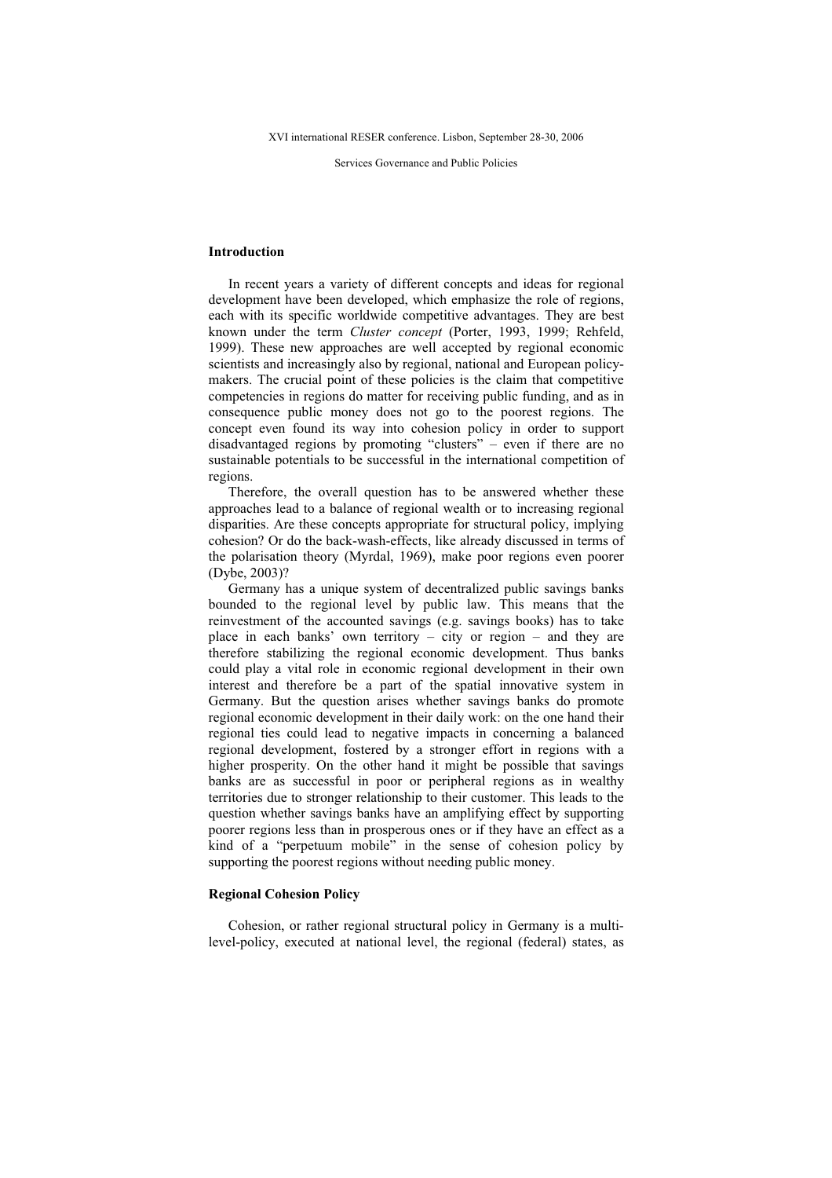## Introduction

In recent years a variety of different concepts and ideas for regional development have been developed, which emphasize the role of regions, each with its specific worldwide competitive advantages. They are best known under the term *Cluster concept* (Porter, 1993, 1999; Rehfeld, 1999). These new approaches are well accepted by regional economic scientists and increasingly also by regional, national and European policy-makers. The crucial point of these policies is the claim that competitive competencies in regions do matter for receiving public funding, and as in consequence public money does not go to the poorest regions. The concept even found its way into cohesion policy in order to support disadvantaged regions by promoting "clusters" – even if there are no sustainable potentials to be successful in the international competition of regions.

Therefore, the overall question has to be answered whether these approaches lead to a balance of regional wealth or to increasing regional disparities. Are these concepts appropriate for structural policy, implying cohesion? Or do the back-wash-effects, like already discussed in terms of the polarisation theory (Myrdal, 1969), make poor regions even poorer (Dybe, 2003)?

Germany has a unique system of decentralized public savings banks bounded to the regional level by public law. This means that the reinvestment of the accounted savings (e.g. savings books) has to take place in each banks' own territory – city or region – and they are therefore stabilizing the regional economic development. Thus banks could play a vital role in economic regional development in their own interest and therefore be a part of the spatial innovative system in Germany. But the question arises whether savings banks do promote regional economic development in their daily work: on the one hand their regional ties could lead to negative impacts in concerning a balanced regional development, fostered by a stronger effort in regions with a higher prosperity. On the other hand it might be possible that savings banks are as successful in poor or peripheral regions as in wealthy territories due to stronger relationship to their customer. This leads to the question whether savings banks have an amplifying effect by supporting poorer regions less than in prosperous ones or if they have an effect as a kind of a "perpetuum mobile" in the sense of cohesion policy by supporting the poorest regions without needing public money.

## Regional Cohesion Policy

Cohesion, or rather regional structural policy in Germany is a multi-level-policy, executed at national level, the regional (federal) states, as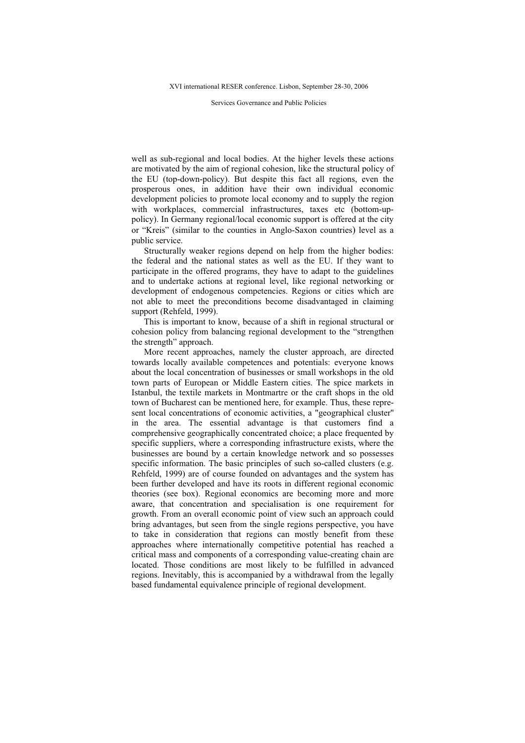well as sub-regional and local bodies. At the higher levels these actions are motivated by the aim of regional cohesion, like the structural policy of the EU (top-down-policy). But despite this fact all regions, even the prosperous ones, in addition have their own individual economic development policies to promote local economy and to supply the region with workplaces, commercial infrastructures, taxes etc (bottom-up-policy). In Germany regional/local economic support is offered at the city or "Kreis" (similar to the counties in Anglo-Saxon countries) level as a public service.

Structurally weaker regions depend on help from the higher bodies: the federal and the national states as well as the EU. If they want to participate in the offered programs, they have to adapt to the guidelines and to undertake actions at regional level, like regional networking or development of endogenous competencies. Regions or cities which are not able to meet the preconditions become disadvantaged in claiming support (Rehfeld, 1999).

This is important to know, because of a shift in regional structural or cohesion policy from balancing regional development to the "strengthen the strength" approach.

More recent approaches, namely the cluster approach, are directed towards locally available competences and potentials: everyone knows about the local concentration of businesses or small workshops in the old town parts of European or Middle Eastern cities. The spice markets in Istanbul, the textile markets in Montmartre or the craft shops in the old town of Bucharest can be mentioned here, for example. Thus, these represent local concentrations of economic activities, a "geographical cluster" in the area. The essential advantage is that customers find a comprehensive geographically concentrated choice; a place frequented by specific suppliers, where a corresponding infrastructure exists, where the businesses are bound by a certain knowledge network and so possesses specific information. The basic principles of such so-called clusters (e.g. Rehfeld, 1999) are of course founded on advantages and the system has been further developed and have its roots in different regional economic theories (see box). Regional economics are becoming more and more aware, that concentration and specialisation is one requirement for growth. From an overall economic point of view such an approach could bring advantages, but seen from the single regions perspective, you have to take in consideration that regions can mostly benefit from these approaches where internationally competitive potential has reached a critical mass and components of a corresponding value-creating chain are located. Those conditions are most likely to be fulfilled in advanced regions. Inevitably, this is accompanied by a withdrawal from the legally based fundamental equivalence principle of regional development.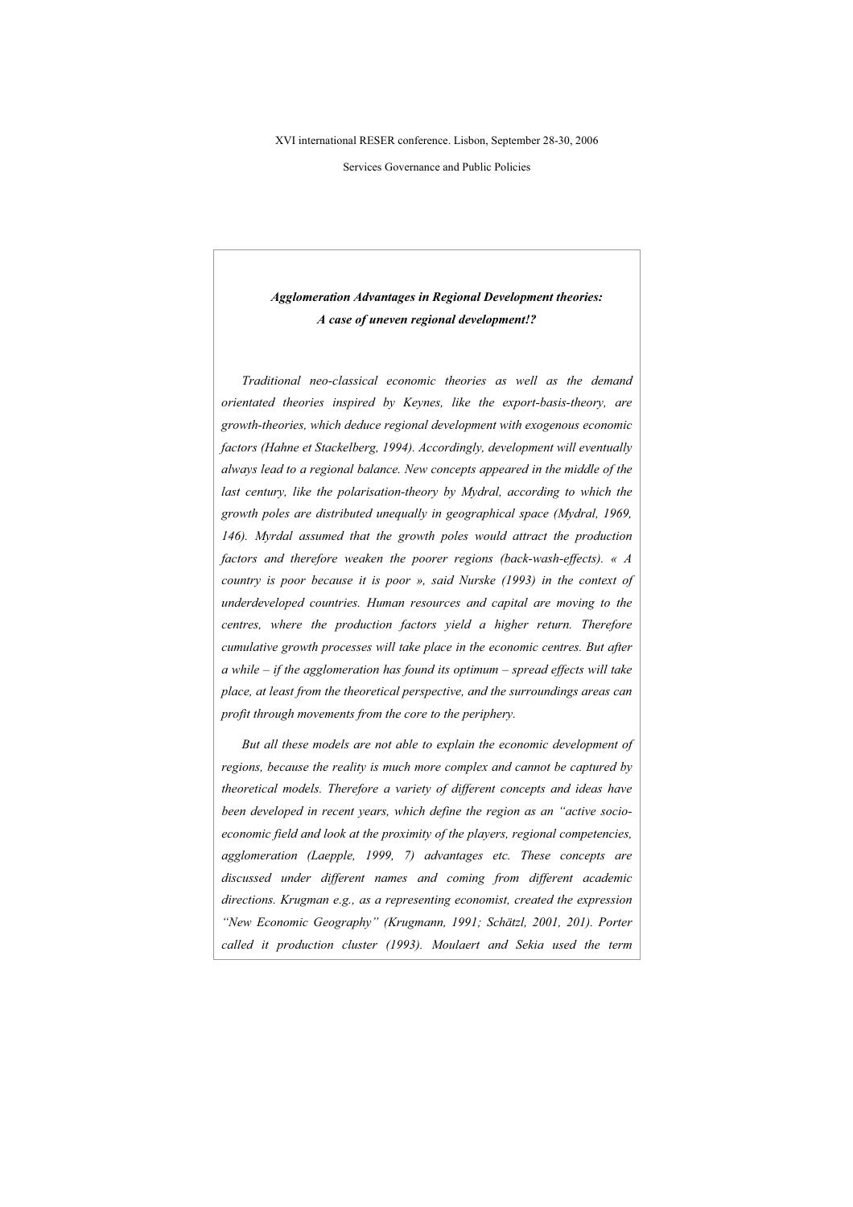XVI international RESER conference. Lisbon, September 28-30, 2006

Services Governance and Public Policies

***Agglomeration Advantages in Regional Development theories: A case of uneven regional development!?***

*Traditional neo-classical economic theories as well as the demand orientated theories inspired by Keynes, like the export-basis-theory, are growth-theories, which deduce regional development with exogenous economic factors (Hahne et Stackelberg, 1994). Accordingly, development will eventually always lead to a regional balance. New concepts appeared in the middle of the last century, like the polarisation-theory by Mydral, according to which the growth poles are distributed unequally in geographical space (Mydral, 1969, 146). Myrdal assumed that the growth poles would attract the production factors and therefore weaken the poorer regions (back-wash-effects). « A country is poor because it is poor », said Nurske (1993) in the context of underdeveloped countries. Human resources and capital are moving to the centres, where the production factors yield a higher return. Therefore cumulative growth processes will take place in the economic centres. But after a while – if the agglomeration has found its optimum – spread effects will take place, at least from the theoretical perspective, and the surroundings areas can profit through movements from the core to the periphery.*

*But all these models are not able to explain the economic development of regions, because the reality is much more complex and cannot be captured by theoretical models. Therefore a variety of different concepts and ideas have been developed in recent years, which define the region as an "active socio-economic field and look at the proximity of the players, regional competencies, agglomeration (Laepple, 1999, 7) advantages etc. These concepts are discussed under different names and coming from different academic directions. Krugman e.g., as a representing economist, created the expression "New Economic Geography" (Krugmann, 1991; Schätzl, 2001, 201). Porter called it production cluster (1993). Moulaert and Sekia used the term*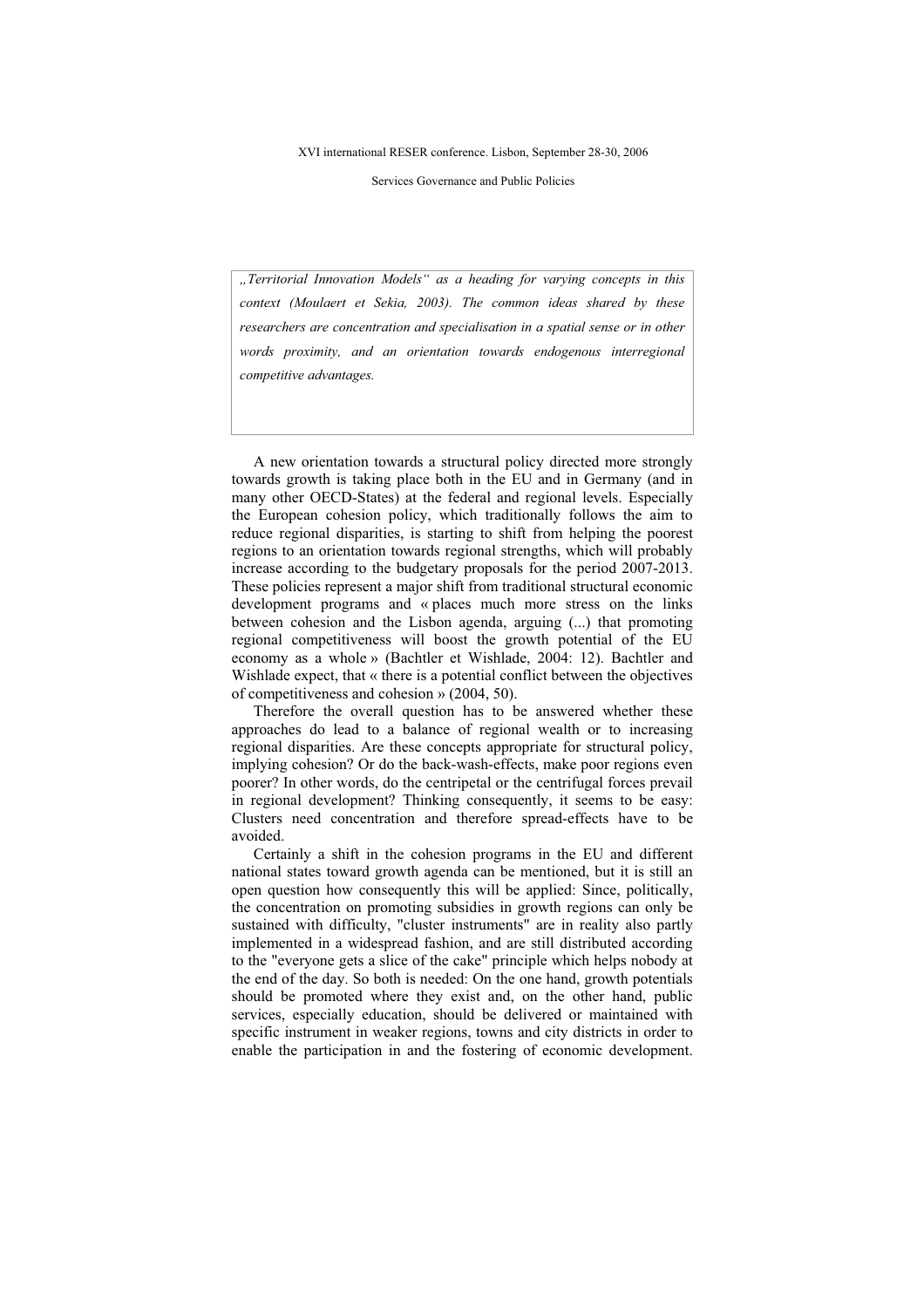*„Territorial Innovation Models“ as a heading for varying concepts in this context (Moulaert et Sekia, 2003). The common ideas shared by these researchers are concentration and specialisation in a spatial sense or in other words proximity, and an orientation towards endogenous interregional competitive advantages.*

A new orientation towards a structural policy directed more strongly towards growth is taking place both in the EU and in Germany (and in many other OECD-States) at the federal and regional levels. Especially the European cohesion policy, which traditionally follows the aim to reduce regional disparities, is starting to shift from helping the poorest regions to an orientation towards regional strengths, which will probably increase according to the budgetary proposals for the period 2007-2013. These policies represent a major shift from traditional structural economic development programs and « places much more stress on the links between cohesion and the Lisbon agenda, arguing (...) that promoting regional competitiveness will boost the growth potential of the EU economy as a whole » (Bachtler et Wishlade, 2004: 12). Bachtler and Wishlade expect, that « there is a potential conflict between the objectives of competitiveness and cohesion » (2004, 50).

Therefore the overall question has to be answered whether these approaches do lead to a balance of regional wealth or to increasing regional disparities. Are these concepts appropriate for structural policy, implying cohesion? Or do the back-wash-effects, make poor regions even poorer? In other words, do the centripetal or the centrifugal forces prevail in regional development? Thinking consequently, it seems to be easy: Clusters need concentration and therefore spread-effects have to be avoided.

Certainly a shift in the cohesion programs in the EU and different national states toward growth agenda can be mentioned, but it is still an open question how consequently this will be applied: Since, politically, the concentration on promoting subsidies in growth regions can only be sustained with difficulty, "cluster instruments" are in reality also partly implemented in a widespread fashion, and are still distributed according to the "everyone gets a slice of the cake" principle which helps nobody at the end of the day. So both is needed: On the one hand, growth potentials should be promoted where they exist and, on the other hand, public services, especially education, should be delivered or maintained with specific instrument in weaker regions, towns and city districts in order to enable the participation in and the fostering of economic development.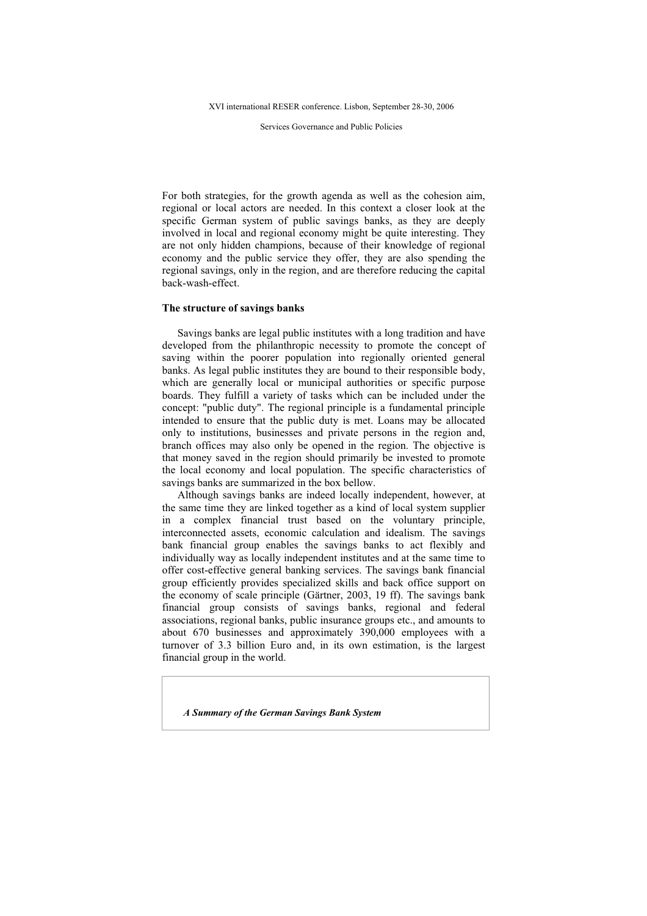For both strategies, for the growth agenda as well as the cohesion aim, regional or local actors are needed. In this context a closer look at the specific German system of public savings banks, as they are deeply involved in local and regional economy might be quite interesting. They are not only hidden champions, because of their knowledge of regional economy and the public service they offer, they are also spending the regional savings, only in the region, and are therefore reducing the capital back-wash-effect.

**The structure of savings banks**

Savings banks are legal public institutes with a long tradition and have developed from the philanthropic necessity to promote the concept of saving within the poorer population into regionally oriented general banks. As legal public institutes they are bound to their responsible body, which are generally local or municipal authorities or specific purpose boards. They fulfill a variety of tasks which can be included under the concept: "public duty". The regional principle is a fundamental principle intended to ensure that the public duty is met. Loans may be allocated only to institutions, businesses and private persons in the region and, branch offices may also only be opened in the region. The objective is that money saved in the region should primarily be invested to promote the local economy and local population. The specific characteristics of savings banks are summarized in the box bellow.

Although savings banks are indeed locally independent, however, at the same time they are linked together as a kind of local system supplier in a complex financial trust based on the voluntary principle, interconnected assets, economic calculation and idealism. The savings bank financial group enables the savings banks to act flexibly and individually way as locally independent institutes and at the same time to offer cost-effective general banking services. The savings bank financial group efficiently provides specialized skills and back office support on the economy of scale principle (Gärtner, 2003, 19 ff). The savings bank financial group consists of savings banks, regional and federal associations, regional banks, public insurance groups etc., and amounts to about 670 businesses and approximately 390,000 employees with a turnover of 3.3 billion Euro and, in its own estimation, is the largest financial group in the world.

***A Summary of the German Savings Bank System***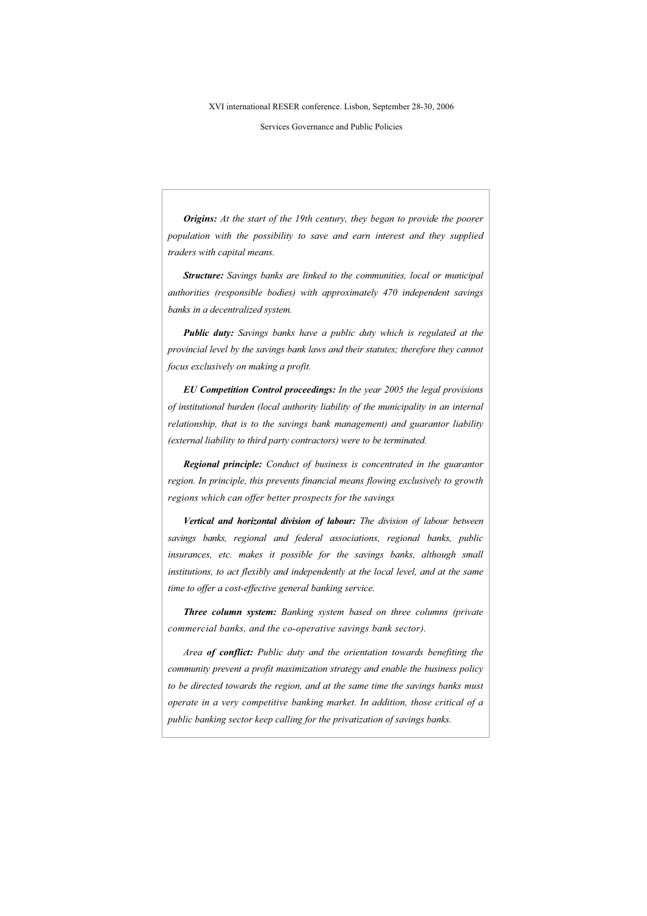***Origins:*** *At the start of the 19th century, they began to provide the poorer population with the possibility to save and earn interest and they supplied traders with capital means.*

***Structure:*** *Savings banks are linked to the communities, local or municipal authorities (responsible bodies) with approximately 470 independent savings banks in a decentralized system.*

***Public duty:*** *Savings banks have a public duty which is regulated at the provincial level by the savings bank laws and their statutes; therefore they cannot focus exclusively on making a profit.*

***EU Competition Control proceedings:*** *In the year 2005 the legal provisions of institutional burden (local authority liability of the municipality in an internal relationship, that is to the savings bank management) and guarantor liability (external liability to third party contractors) were to be terminated.*

***Regional principle:*** *Conduct of business is concentrated in the guarantor region. In principle, this prevents financial means flowing exclusively to growth regions which can offer better prospects for the savings*

***Vertical and horizontal division of labour:*** *The division of labour between savings banks, regional and federal associations, regional banks, public insurances, etc. makes it possible for the savings banks, although small institutions, to act flexibly and independently at the local level, and at the same time to offer a cost-effective general banking service.*

***Three column system:*** *Banking system based on three columns (private commercial banks, and the co-operative savings bank sector).*

*Area* ***of conflict:*** *Public duty and the orientation towards benefiting the community prevent a profit maximization strategy and enable the business policy to be directed towards the region, and at the same time the savings banks must operate in a very competitive banking market. In addition, those critical of a public banking sector keep calling for the privatization of savings banks.*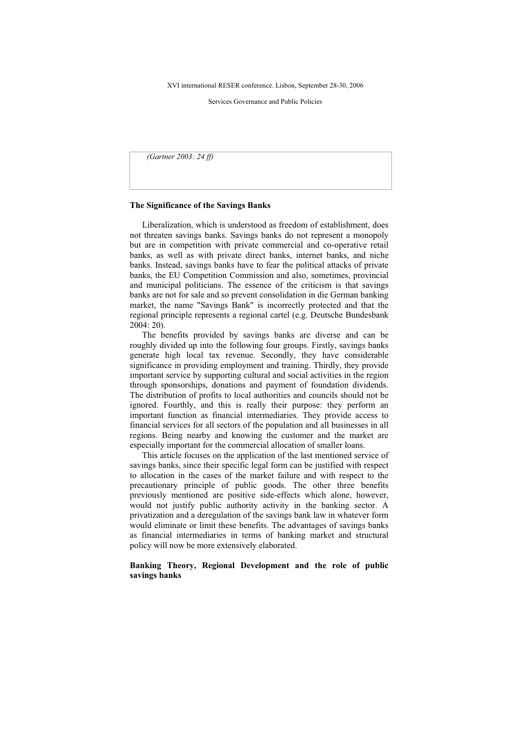*(Gartner 2003: 24 ff)*

**The Significance of the Savings Banks**

Liberalization, which is understood as freedom of establishment, does not threaten savings banks. Savings banks do not represent a monopoly but are in competition with private commercial and co-operative retail banks, as well as with private direct banks, internet banks, and niche banks. Instead, savings banks have to fear the political attacks of private banks, the EU Competition Commission and also, sometimes, provincial and municipal politicians. The essence of the criticism is that savings banks are not for sale and so prevent consolidation in die German banking market, the name "Savings Bank" is incorrectly protected and that the regional principle represents a regional cartel (e.g. Deutsche Bundesbank 2004: 20).

The benefits provided by savings banks are diverse and can be roughly divided up into the following four groups. Firstly, savings banks generate high local tax revenue. Secondly, they have considerable significance in providing employment and training. Thirdly, they provide important service by supporting cultural and social activities in the region through sponsorships, donations and payment of foundation dividends. The distribution of profits to local authorities and councils should not be ignored. Fourthly, and this is really their purpose: they perform an important function as financial intermediaries. They provide access to financial services for all sectors of the population and all businesses in all regions. Being nearby and knowing the customer and the market are especially important for the commercial allocation of smaller loans.

This article focuses on the application of the last mentioned service of savings banks, since their specific legal form can be justified with respect to allocation in the cases of the market failure and with respect to the precautionary principle of public goods. The other three benefits previously mentioned are positive side-effects which alone, however, would not justify public authority activity in the banking sector. A privatization and a deregulation of the savings bank law in whatever form would eliminate or limit these benefits. The advantages of savings banks as financial intermediaries in terms of banking market and structural policy will now be more extensively elaborated.

**Banking Theory, Regional Development and the role of public savings banks**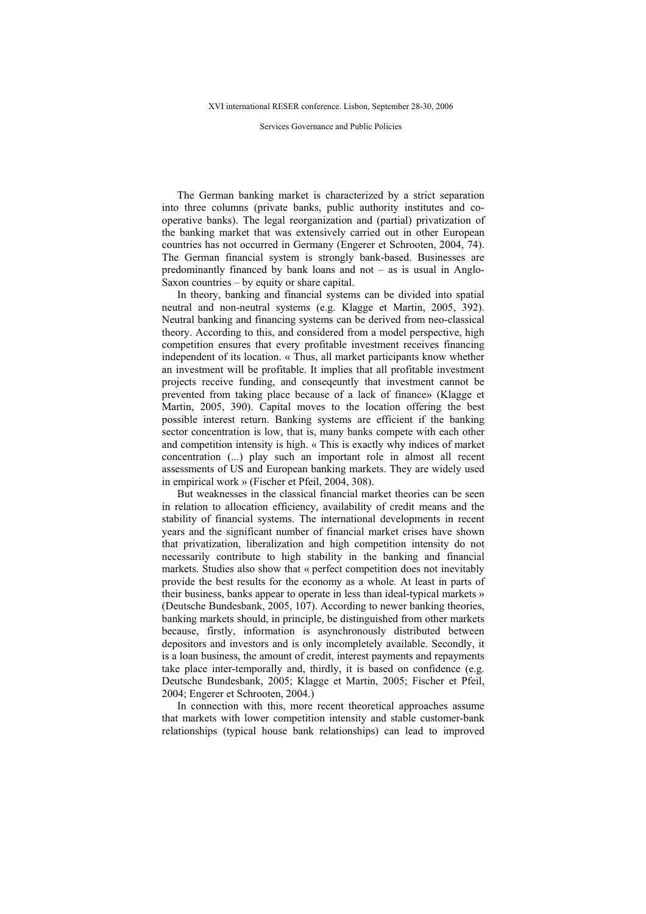The German banking market is characterized by a strict separation into three columns (private banks, public authority institutes and co-operative banks). The legal reorganization and (partial) privatization of the banking market that was extensively carried out in other European countries has not occurred in Germany (Engerer et Schrooten, 2004, 74). The German financial system is strongly bank-based. Businesses are predominantly financed by bank loans and not – as is usual in Anglo-Saxon countries – by equity or share capital.

In theory, banking and financial systems can be divided into spatial neutral and non-neutral systems (e.g. Klagge et Martin, 2005, 392). Neutral banking and financing systems can be derived from neo-classical theory. According to this, and considered from a model perspective, high competition ensures that every profitable investment receives financing independent of its location. « Thus, all market participants know whether an investment will be profitable. It implies that all profitable investment projects receive funding, and conseqeuntly that investment cannot be prevented from taking place because of a lack of finance» (Klagge et Martin, 2005, 390). Capital moves to the location offering the best possible interest return. Banking systems are efficient if the banking sector concentration is low, that is, many banks compete with each other and competition intensity is high. « This is exactly why indices of market concentration (...) play such an important role in almost all recent assessments of US and European banking markets. They are widely used in empirical work » (Fischer et Pfeil, 2004, 308).

But weaknesses in the classical financial market theories can be seen in relation to allocation efficiency, availability of credit means and the stability of financial systems. The international developments in recent years and the significant number of financial market crises have shown that privatization, liberalization and high competition intensity do not necessarily contribute to high stability in the banking and financial markets. Studies also show that « perfect competition does not inevitably provide the best results for the economy as a whole. At least in parts of their business, banks appear to operate in less than ideal-typical markets » (Deutsche Bundesbank, 2005, 107). According to newer banking theories, banking markets should, in principle, be distinguished from other markets because, firstly, information is asynchronously distributed between depositors and investors and is only incompletely available. Secondly, it is a loan business, the amount of credit, interest payments and repayments take place inter-temporally and, thirdly, it is based on confidence (e.g. Deutsche Bundesbank, 2005; Klagge et Martin, 2005; Fischer et Pfeil, 2004; Engerer et Schrooten, 2004.)

In connection with this, more recent theoretical approaches assume that markets with lower competition intensity and stable customer-bank relationships (typical house bank relationships) can lead to improved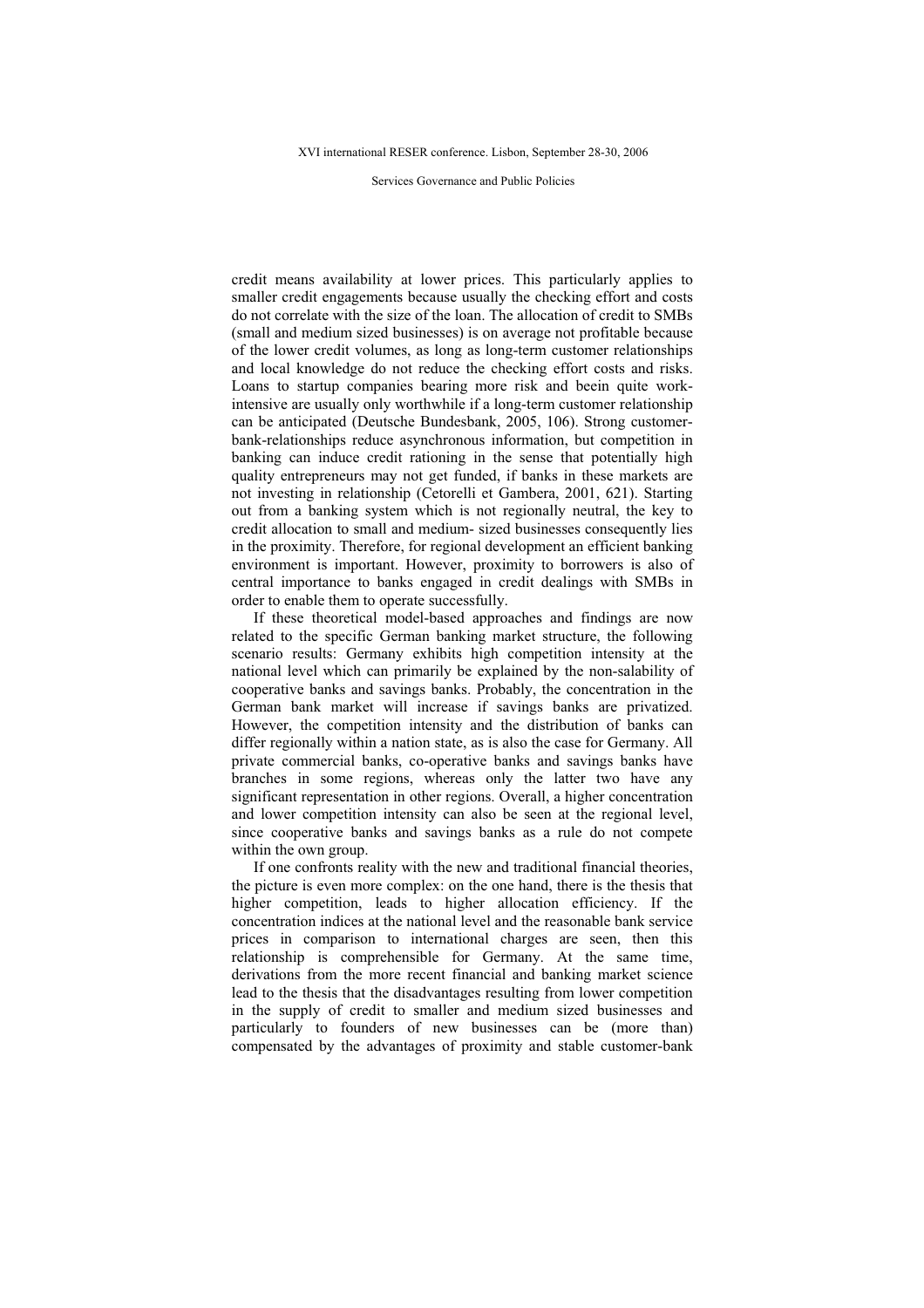credit means availability at lower prices. This particularly applies to smaller credit engagements because usually the checking effort and costs do not correlate with the size of the loan. The allocation of credit to SMBs (small and medium sized businesses) is on average not profitable because of the lower credit volumes, as long as long-term customer relationships and local knowledge do not reduce the checking effort costs and risks. Loans to startup companies bearing more risk and beein quite work-intensive are usually only worthwhile if a long-term customer relationship can be anticipated (Deutsche Bundesbank, 2005, 106). Strong customer-bank-relationships reduce asynchronous information, but competition in banking can induce credit rationing in the sense that potentially high quality entrepreneurs may not get funded, if banks in these markets are not investing in relationship (Cetorelli et Gambera, 2001, 621). Starting out from a banking system which is not regionally neutral, the key to credit allocation to small and medium- sized businesses consequently lies in the proximity. Therefore, for regional development an efficient banking environment is important. However, proximity to borrowers is also of central importance to banks engaged in credit dealings with SMBs in order to enable them to operate successfully.

If these theoretical model-based approaches and findings are now related to the specific German banking market structure, the following scenario results: Germany exhibits high competition intensity at the national level which can primarily be explained by the non-salability of cooperative banks and savings banks. Probably, the concentration in the German bank market will increase if savings banks are privatized. However, the competition intensity and the distribution of banks can differ regionally within a nation state, as is also the case for Germany. All private commercial banks, co-operative banks and savings banks have branches in some regions, whereas only the latter two have any significant representation in other regions. Overall, a higher concentration and lower competition intensity can also be seen at the regional level, since cooperative banks and savings banks as a rule do not compete within the own group.

If one confronts reality with the new and traditional financial theories, the picture is even more complex: on the one hand, there is the thesis that higher competition, leads to higher allocation efficiency. If the concentration indices at the national level and the reasonable bank service prices in comparison to international charges are seen, then this relationship is comprehensible for Germany. At the same time, derivations from the more recent financial and banking market science lead to the thesis that the disadvantages resulting from lower competition in the supply of credit to smaller and medium sized businesses and particularly to founders of new businesses can be (more than) compensated by the advantages of proximity and stable customer-bank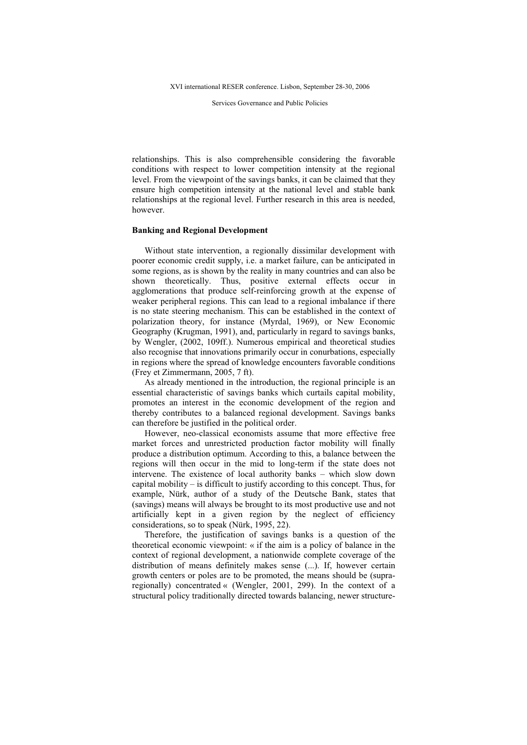relationships. This is also comprehensible considering the favorable conditions with respect to lower competition intensity at the regional level. From the viewpoint of the savings banks, it can be claimed that they ensure high competition intensity at the national level and stable bank relationships at the regional level. Further research in this area is needed, however.

**Banking and Regional Development**

Without state intervention, a regionally dissimilar development with poorer economic credit supply, i.e. a market failure, can be anticipated in some regions, as is shown by the reality in many countries and can also be shown theoretically. Thus, positive external effects occur in agglomerations that produce self-reinforcing growth at the expense of weaker peripheral regions. This can lead to a regional imbalance if there is no state steering mechanism. This can be established in the context of polarization theory, for instance (Myrdal, 1969), or New Economic Geography (Krugman, 1991), and, particularly in regard to savings banks, by Wengler, (2002, 109ff.). Numerous empirical and theoretical studies also recognise that innovations primarily occur in conurbations, especially in regions where the spread of knowledge encounters favorable conditions (Frey et Zimmermann, 2005, 7 ft).

As already mentioned in the introduction, the regional principle is an essential characteristic of savings banks which curtails capital mobility, promotes an interest in the economic development of the region and thereby contributes to a balanced regional development. Savings banks can therefore be justified in the political order.

However, neo-classical economists assume that more effective free market forces and unrestricted production factor mobility will finally produce a distribution optimum. According to this, a balance between the regions will then occur in the mid to long-term if the state does not intervene. The existence of local authority banks – which slow down capital mobility – is difficult to justify according to this concept. Thus, for example, Nürk, author of a study of the Deutsche Bank, states that (savings) means will always be brought to its most productive use and not artificially kept in a given region by the neglect of efficiency considerations, so to speak (Nürk, 1995, 22).

Therefore, the justification of savings banks is a question of the theoretical economic viewpoint: « if the aim is a policy of balance in the context of regional development, a nationwide complete coverage of the distribution of means definitely makes sense (...). If, however certain growth centers or poles are to be promoted, the means should be (supra-regionally) concentrated « (Wengler, 2001, 299). In the context of a structural policy traditionally directed towards balancing, newer structure-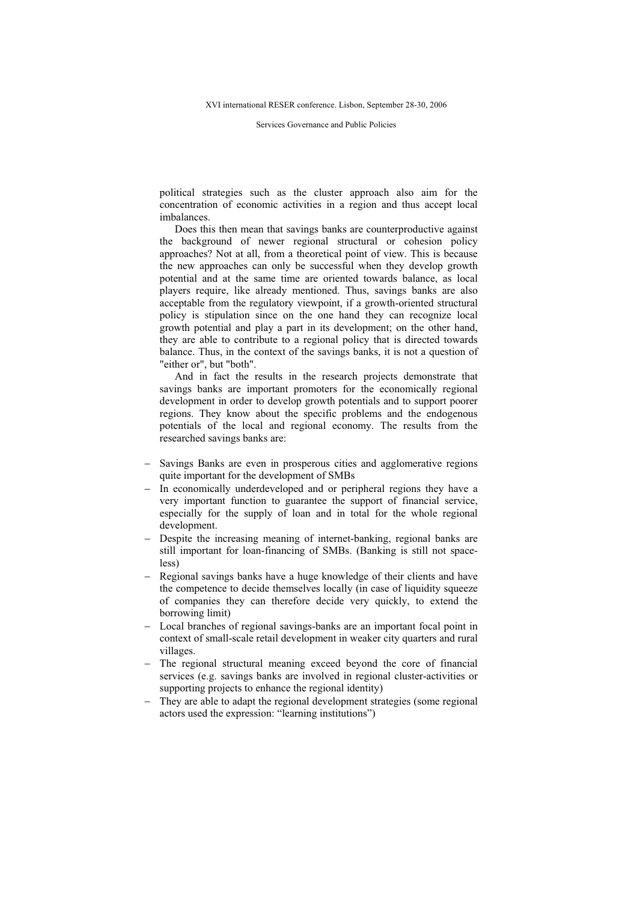political strategies such as the cluster approach also aim for the concentration of economic activities in a region and thus accept local imbalances.

Does this then mean that savings banks are counterproductive against the background of newer regional structural or cohesion policy approaches? Not at all, from a theoretical point of view. This is because the new approaches can only be successful when they develop growth potential and at the same time are oriented towards balance, as local players require, like already mentioned. Thus, savings banks are also acceptable from the regulatory viewpoint, if a growth-oriented structural policy is stipulation since on the one hand they can recognize local growth potential and play a part in its development; on the other hand, they are able to contribute to a regional policy that is directed towards balance. Thus, in the context of the savings banks, it is not a question of "either or", but "both".

And in fact the results in the research projects demonstrate that savings banks are important promoters for the economically regional development in order to develop growth potentials and to support poorer regions. They know about the specific problems and the endogenous potentials of the local and regional economy. The results from the researched savings banks are:

- Savings Banks are even in prosperous cities and agglomerative regions quite important for the development of SMBs
- In economically underdeveloped and or peripheral regions they have a very important function to guarantee the support of financial service, especially for the supply of loan and in total for the whole regional development.
- Despite the increasing meaning of internet-banking, regional banks are still important for loan-financing of SMBs. (Banking is still not space-less)
- Regional savings banks have a huge knowledge of their clients and have the competence to decide themselves locally (in case of liquidity squeeze of companies they can therefore decide very quickly, to extend the borrowing limit)
- Local branches of regional savings-banks are an important focal point in context of small-scale retail development in weaker city quarters and rural villages.
- The regional structural meaning exceed beyond the core of financial services (e.g. savings banks are involved in regional cluster-activities or supporting projects to enhance the regional identity)
- They are able to adapt the regional development strategies (some regional actors used the expression: "learning institutions")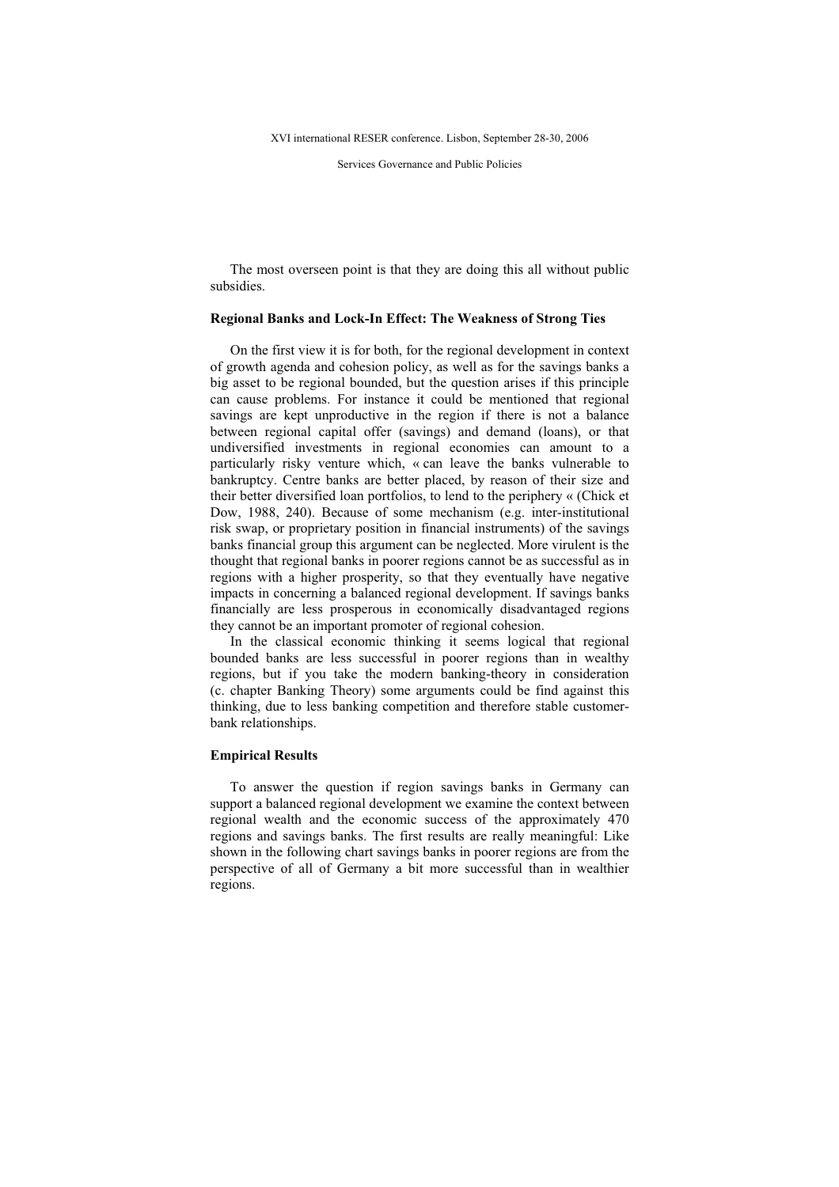The most overseen point is that they are doing this all without public subsidies.

### Regional Banks and Lock-In Effect: The Weakness of Strong Ties

On the first view it is for both, for the regional development in context of growth agenda and cohesion policy, as well as for the savings banks a big asset to be regional bounded, but the question arises if this principle can cause problems. For instance it could be mentioned that regional savings are kept unproductive in the region if there is not a balance between regional capital offer (savings) and demand (loans), or that undiversified investments in regional economies can amount to a particularly risky venture which, « can leave the banks vulnerable to bankruptcy. Centre banks are better placed, by reason of their size and their better diversified loan portfolios, to lend to the periphery « (Chick et Dow, 1988, 240). Because of some mechanism (e.g. inter-institutional risk swap, or proprietary position in financial instruments) of the savings banks financial group this argument can be neglected. More virulent is the thought that regional banks in poorer regions cannot be as successful as in regions with a higher prosperity, so that they eventually have negative impacts in concerning a balanced regional development. If savings banks financially are less prosperous in economically disadvantaged regions they cannot be an important promoter of regional cohesion.

In the classical economic thinking it seems logical that regional bounded banks are less successful in poorer regions than in wealthy regions, but if you take the modern banking-theory in consideration (c. chapter Banking Theory) some arguments could be find against this thinking, due to less banking competition and therefore stable customer-bank relationships.

### Empirical Results

To answer the question if region savings banks in Germany can support a balanced regional development we examine the context between regional wealth and the economic success of the approximately 470 regions and savings banks. The first results are really meaningful: Like shown in the following chart savings banks in poorer regions are from the perspective of all of Germany a bit more successful than in wealthier regions.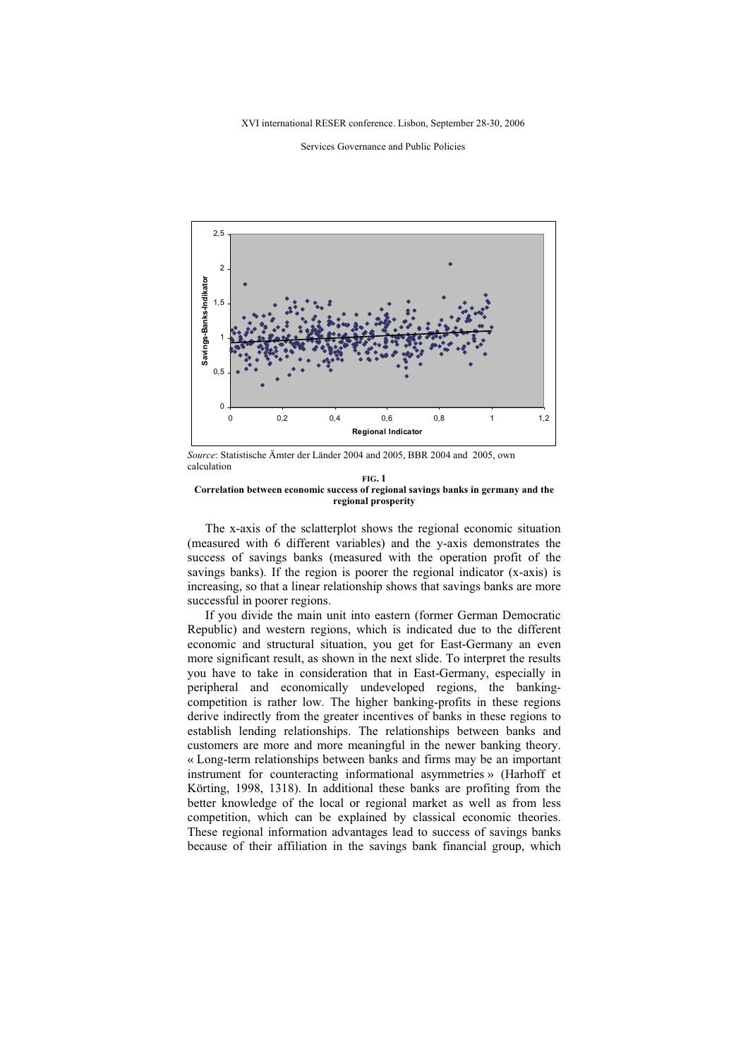*Source*: Statistische Ämter der Länder 2004 and 2005, BBR 2004 and 2005, own calculation

**FIG. 1**
**Correlation between economic success of regional savings banks in germany and the regional prosperity**

The x-axis of the sclatterplot shows the regional economic situation (measured with 6 different variables) and the y-axis demonstrates the success of savings banks (measured with the operation profit of the savings banks). If the region is poorer the regional indicator (x-axis) is increasing, so that a linear relationship shows that savings banks are more successful in poorer regions.

If you divide the main unit into eastern (former German Democratic Republic) and western regions, which is indicated due to the different economic and structural situation, you get for East-Germany an even more significant result, as shown in the next slide. To interpret the results you have to take in consideration that in East-Germany, especially in peripheral and economically undeveloped regions, the banking-competition is rather low. The higher banking-profits in these regions derive indirectly from the greater incentives of banks in these regions to establish lending relationships. The relationships between banks and customers are more and more meaningful in the newer banking theory. « Long-term relationships between banks and firms may be an important instrument for counteracting informational asymmetries » (Harhoff et Körting, 1998, 1318). In additional these banks are profiting from the better knowledge of the local or regional market as well as from less competition, which can be explained by classical economic theories. These regional information advantages lead to success of savings banks because of their affiliation in the savings bank financial group, which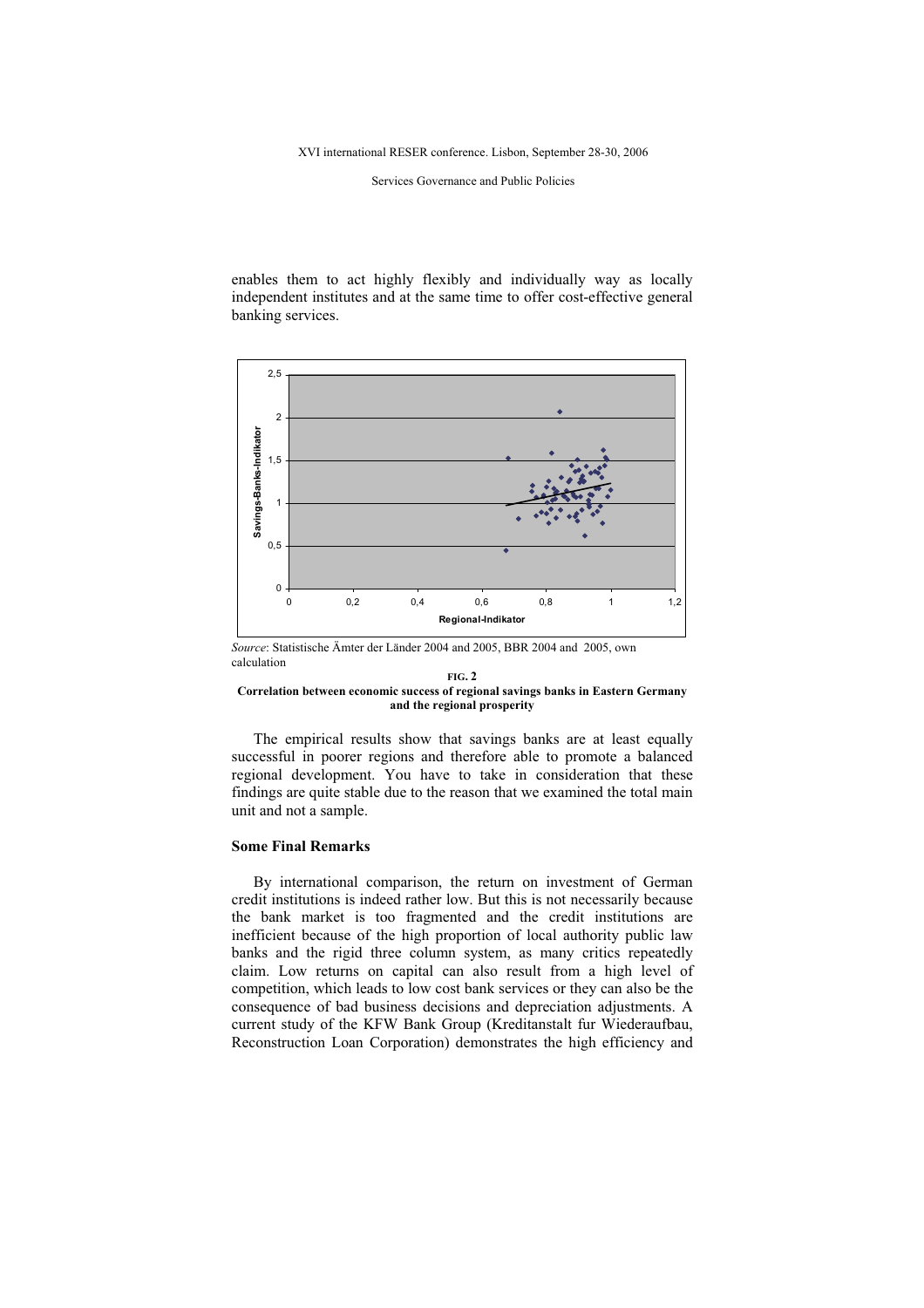enables them to act highly flexibly and individually way as locally independent institutes and at the same time to offer cost-effective general banking services.

*Source*: Statistische Ämter der Länder 2004 and 2005, BBR 2004 and 2005, own calculation

**FIG. 2**
**Correlation between economic success of regional savings banks in Eastern Germany and the regional prosperity**

The empirical results show that savings banks are at least equally successful in poorer regions and therefore able to promote a balanced regional development. You have to take in consideration that these findings are quite stable due to the reason that we examined the total main unit and not a sample.

### Some Final Remarks

By international comparison, the return on investment of German credit institutions is indeed rather low. But this is not necessarily because the bank market is too fragmented and the credit institutions are inefficient because of the high proportion of local authority public law banks and the rigid three column system, as many critics repeatedly claim. Low returns on capital can also result from a high level of competition, which leads to low cost bank services or they can also be the consequence of bad business decisions and depreciation adjustments. A current study of the KFW Bank Group (Kreditanstalt fur Wiederaufbau, Reconstruction Loan Corporation) demonstrates the high efficiency and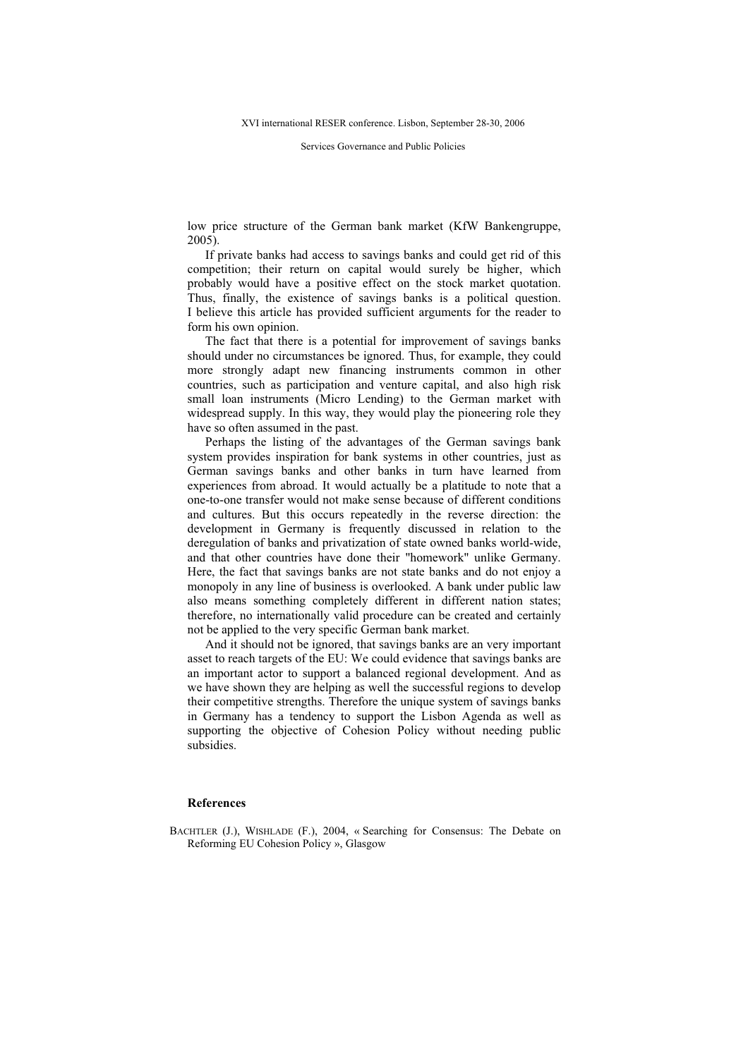low price structure of the German bank market (KfW Bankengruppe, 2005).

If private banks had access to savings banks and could get rid of this competition; their return on capital would surely be higher, which probably would have a positive effect on the stock market quotation. Thus, finally, the existence of savings banks is a political question. I believe this article has provided sufficient arguments for the reader to form his own opinion.

The fact that there is a potential for improvement of savings banks should under no circumstances be ignored. Thus, for example, they could more strongly adapt new financing instruments common in other countries, such as participation and venture capital, and also high risk small loan instruments (Micro Lending) to the German market with widespread supply. In this way, they would play the pioneering role they have so often assumed in the past.

Perhaps the listing of the advantages of the German savings bank system provides inspiration for bank systems in other countries, just as German savings banks and other banks in turn have learned from experiences from abroad. It would actually be a platitude to note that a one-to-one transfer would not make sense because of different conditions and cultures. But this occurs repeatedly in the reverse direction: the development in Germany is frequently discussed in relation to the deregulation of banks and privatization of state owned banks world-wide, and that other countries have done their "homework" unlike Germany. Here, the fact that savings banks are not state banks and do not enjoy a monopoly in any line of business is overlooked. A bank under public law also means something completely different in different nation states; therefore, no internationally valid procedure can be created and certainly not be applied to the very specific German bank market.

And it should not be ignored, that savings banks are an very important asset to reach targets of the EU: We could evidence that savings banks are an important actor to support a balanced regional development. And as we have shown they are helping as well the successful regions to develop their competitive strengths. Therefore the unique system of savings banks in Germany has a tendency to support the Lisbon Agenda as well as supporting the objective of Cohesion Policy without needing public subsidies.

## References

BACHTLER (J.), WISHLADE (F.), 2004, « Searching for Consensus: The Debate on Reforming EU Cohesion Policy », Glasgow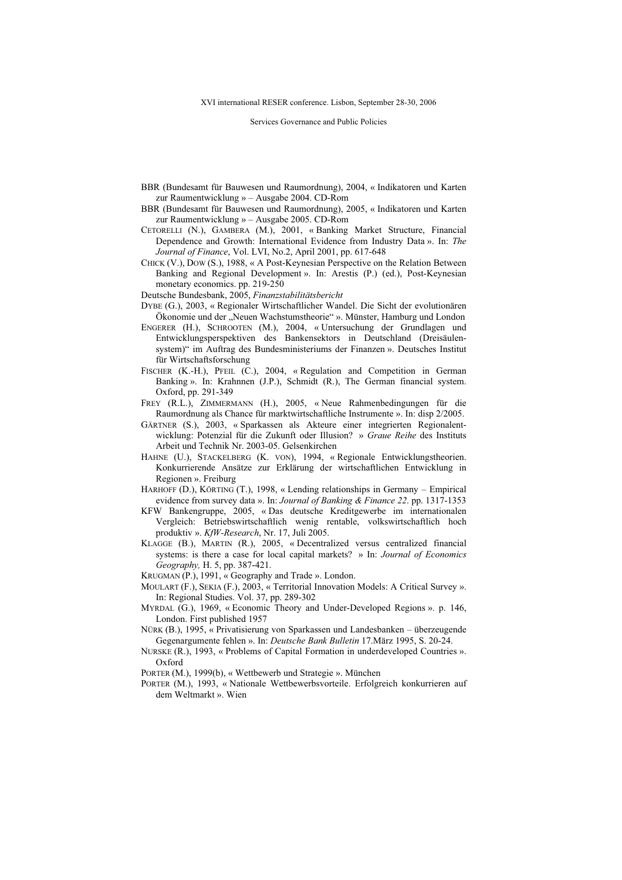BBR (Bundesamt für Bauwesen und Raumordnung), 2004, « Indikatoren und Karten zur Raumentwicklung » – Ausgabe 2004. CD-Rom

BBR (Bundesamt für Bauwesen und Raumordnung), 2005, « Indikatoren und Karten zur Raumentwicklung » – Ausgabe 2005. CD-Rom

CETORELLI (N.), GAMBERA (M.), 2001, « Banking Market Structure, Financial Dependence and Growth: International Evidence from Industry Data ». In: *The Journal of Finance*, Vol. LVI, No.2, April 2001, pp. 617-648

CHICK (V.), DOW (S.), 1988, « A Post-Keynesian Perspective on the Relation Between Banking and Regional Development ». In: Arestis (P.) (ed.), Post-Keynesian monetary economics. pp. 219-250

Deutsche Bundesbank, 2005, *Finanzstabilitätsbericht*

DYBE (G.), 2003, « Regionaler Wirtschaftlicher Wandel. Die Sicht der evolutionären Ökonomie und der „Neuen Wachstumstheorie" ». Münster, Hamburg und London

ENGERER (H.), SCHROOTEN (M.), 2004, « Untersuchung der Grundlagen und Entwicklungsperspektiven des Bankensektors in Deutschland (Dreisäulen-system)" im Auftrag des Bundesministeriums der Finanzen ». Deutsches Institut für Wirtschaftsforschung

FISCHER (K.-H.), PFEIL (C.), 2004, « Regulation and Competition in German Banking ». In: Krahnnen (J.P.), Schmidt (R.), The German financial system. Oxford, pp. 291-349

FREY (R.L.), ZIMMERMANN (H.), 2005, « Neue Rahmenbedingungen für die Raumordnung als Chance für marktwirtschaftliche Instrumente ». In: disp 2/2005.

GÄRTNER (S.), 2003, « Sparkassen als Akteure einer integrierten Regionalentwicklung: Potenzial für die Zukunft oder Illusion? » *Graue Reihe* des Instituts Arbeit und Technik Nr. 2003-05. Gelsenkirchen

HAHNE (U.), STACKELBERG (K. VON), 1994, « Regionale Entwicklungstheorien. Konkurrierende Ansätze zur Erklärung der wirtschaftlichen Entwicklung in Regionen ». Freiburg

HARHOFF (D.), KÖRTING (T.), 1998, « Lending relationships in Germany – Empirical evidence from survey data ». In: *Journal of Banking & Finance 22*. pp. 1317-1353

KFW Bankengruppe, 2005, « Das deutsche Kreditgewerbe im internationalen Vergleich: Betriebswirtschaftlich wenig rentable, volkswirtschaftlich hoch produktiv ». *KfW-Research*, Nr. 17, Juli 2005.

KLAGGE (B.), MARTIN (R.), 2005, « Decentralized versus centralized financial systems: is there a case for local capital markets? » In: *Journal of Economics Geography,* H. 5, pp. 387-421.

KRUGMAN (P.), 1991, « Geography and Trade ». London.

MOULART (F.), SEKIA (F.), 2003, « Territorial Innovation Models: A Critical Survey ». In: Regional Studies. Vol. 37, pp. 289-302

MYRDAL (G.), 1969, « Economic Theory and Under-Developed Regions ». p. 146, London. First published 1957

NÜRK (B.), 1995, « Privatisierung von Sparkassen und Landesbanken – überzeugende Gegenargumente fehlen ». In: *Deutsche Bank Bulletin* 17.März 1995, S. 20-24.

NURSKE (R.), 1993, « Problems of Capital Formation in underdeveloped Countries ». Oxford

PORTER (M.), 1999(b), « Wettbewerb und Strategie ». München

PORTER (M.), 1993, « Nationale Wettbewerbsvorteile. Erfolgreich konkurrieren auf dem Weltmarkt ». Wien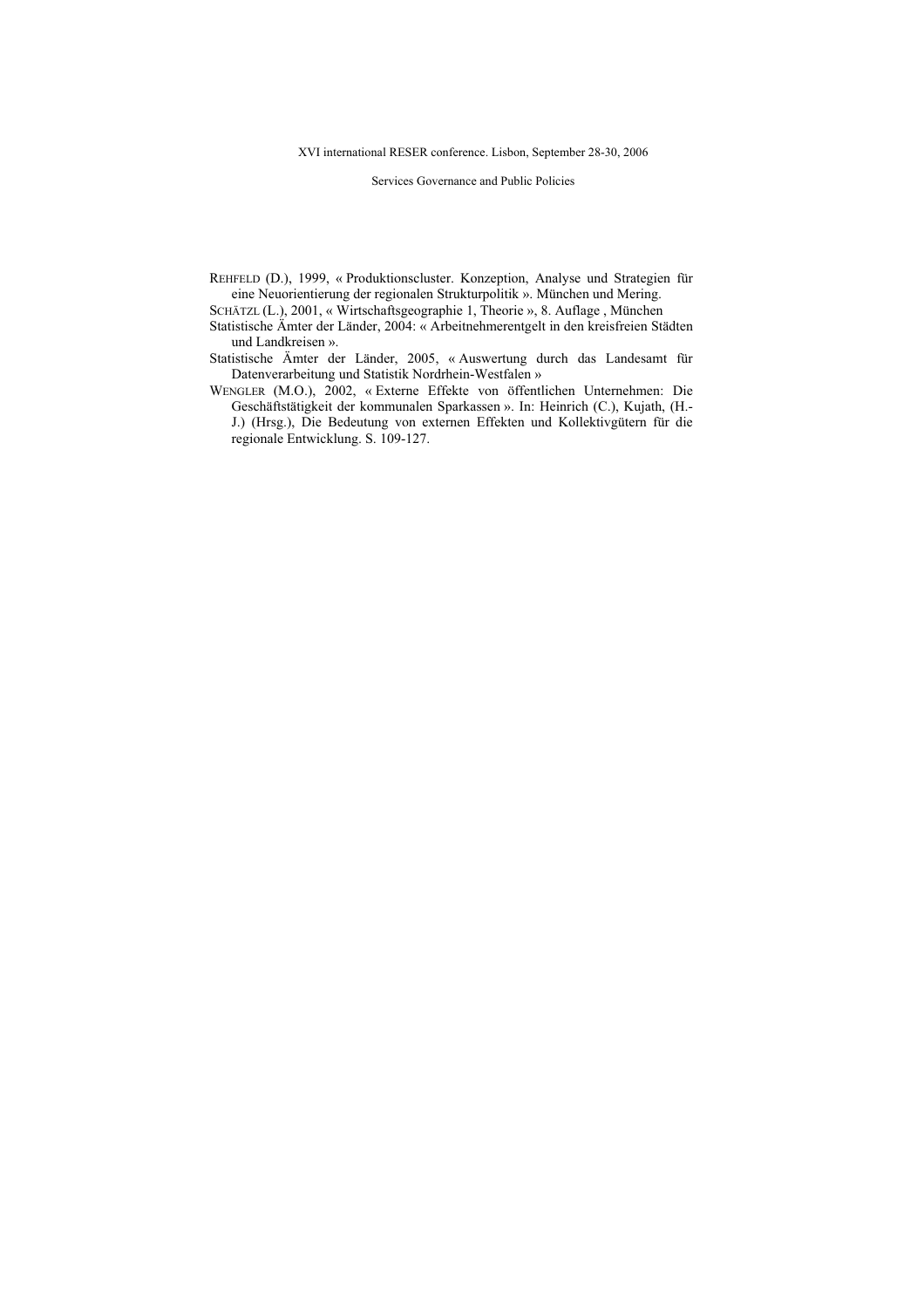REHFELD (D.), 1999, « Produktionscluster. Konzeption, Analyse und Strategien für eine Neuorientierung der regionalen Strukturpolitik ». München und Mering.

SCHÄTZL (L.), 2001, « Wirtschaftsgeographie 1, Theorie », 8. Auflage , München

Statistische Ämter der Länder, 2004: « Arbeitnehmerentgelt in den kreisfreien Städten und Landkreisen ».

Statistische Ämter der Länder, 2005, « Auswertung durch das Landesamt für Datenverarbeitung und Statistik Nordrhein-Westfalen »

WENGLER (M.O.), 2002, « Externe Effekte von öffentlichen Unternehmen: Die Geschäftstätigkeit der kommunalen Sparkassen ». In: Heinrich (C.), Kujath, (H.-J.) (Hrsg.), Die Bedeutung von externen Effekten und Kollektivgütern für die regionale Entwicklung. S. 109-127.